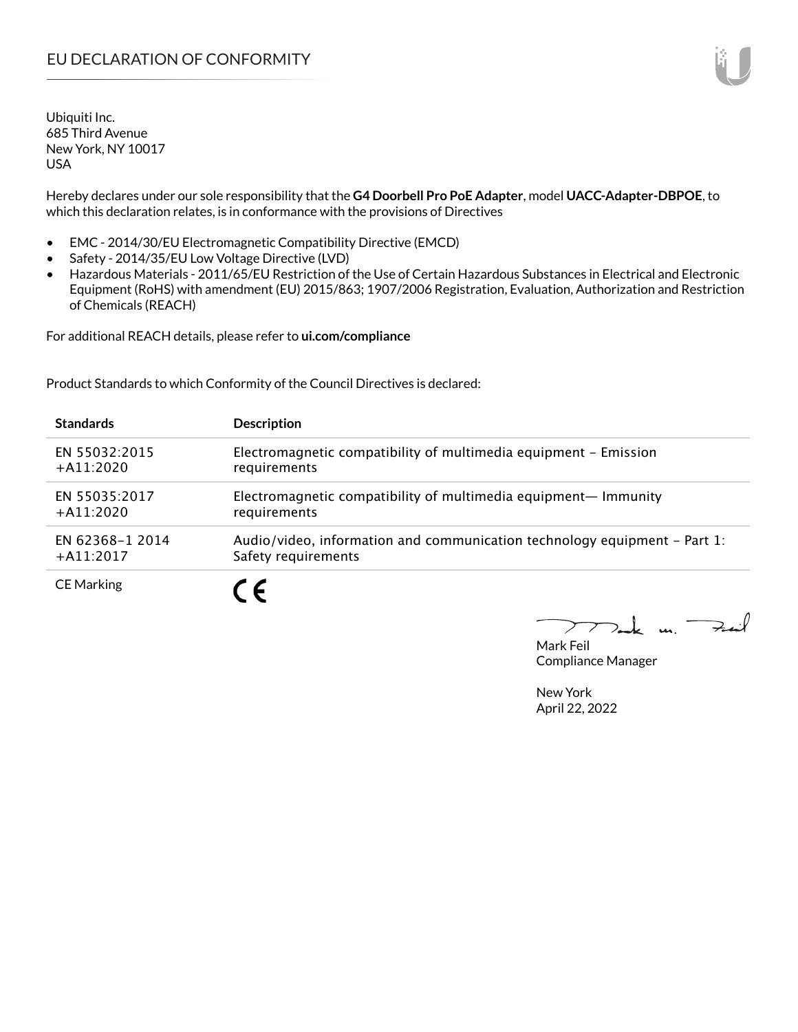# EU DECLARATION OF CONFORMITY

Ubiquiti Inc.
685 Third Avenue
New York, NY 10017
USA

Hereby declares under our sole responsibility that the **G4 Doorbell Pro PoE Adapter**, model **UACC-Adapter-DBPOE**, to which this declaration relates, is in conformance with the provisions of Directives

- EMC - 2014/30/EU Electromagnetic Compatibility Directive (EMCD)
- Safety - 2014/35/EU Low Voltage Directive (LVD)
- Hazardous Materials - 2011/65/EU Restriction of the Use of Certain Hazardous Substances in Electrical and Electronic Equipment (RoHS) with amendment (EU) 2015/863; 1907/2006 Registration, Evaluation, Authorization and Restriction of Chemicals (REACH)

For additional REACH details, please refer to **ui.com/compliance**

Product Standards to which Conformity of the Council Directives is declared:

| **Standards** | **Description** |
|---|---|
| EN 55032:2015 +A11:2020 | Electromagnetic compatibility of multimedia equipment – Emission requirements |
| EN 55035:2017 +A11:2020 | Electromagnetic compatibility of multimedia equipment— Immunity requirements |
| EN 62368-1 2014 +A11:2017 | Audio/video, information and communication technology equipment – Part 1: Safety requirements |
| CE Marking | CE |

Mark Feil
Compliance Manager

New York
April 22, 2022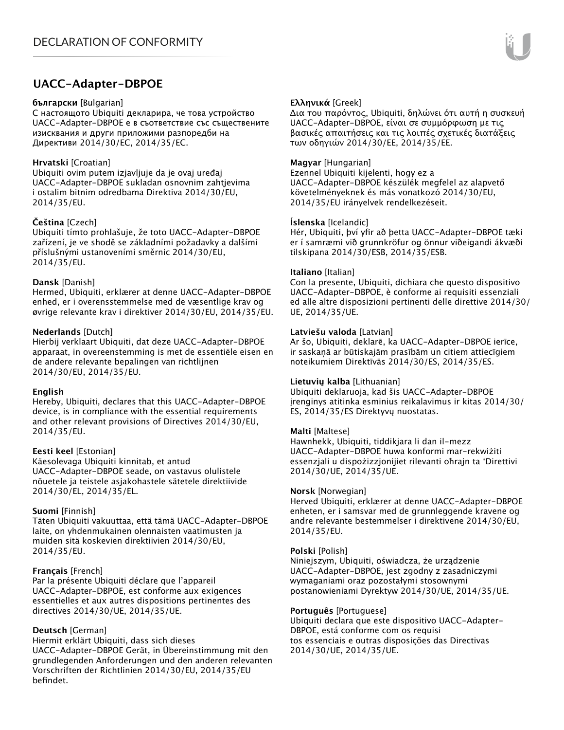## UACC-Adapter-DBPOE

**български** [Bulgarian]
С настоящото Ubiquiti декларира, че това устройство UACC-Adapter-DBPOE е в съответствие със съществените изисквания и други приложими разпоредби на Директиви 2014/30/ЕС, 2014/35/ЕС.

**Hrvatski** [Croatian]
Ubiquiti ovim putem izjavljuje da je ovaj uređaj UACC-Adapter-DBPOE sukladan osnovnim zahtjevima i ostalim bitnim odredbama Direktiva 2014/30/EU, 2014/35/EU.

**Čeština** [Czech]
Ubiquiti tímto prohlašuje, že toto UACC-Adapter-DBPOE zařízení, je ve shodě se základními požadavky a dalšími příslušnými ustanoveními směrnic 2014/30/EU, 2014/35/EU.

**Dansk** [Danish]
Hermed, Ubiquiti, erklærer at denne UACC-Adapter-DBPOE enhed, er i overensstemmelse med de væsentlige krav og øvrige relevante krav i direktiver 2014/30/EU, 2014/35/EU.

**Nederlands** [Dutch]
Hierbij verklaart Ubiquiti, dat deze UACC-Adapter-DBPOE apparaat, in overeenstemming is met de essentiële eisen en de andere relevante bepalingen van richtlijnen 2014/30/EU, 2014/35/EU.

**English**
Hereby, Ubiquiti, declares that this UACC-Adapter-DBPOE device, is in compliance with the essential requirements and other relevant provisions of Directives 2014/30/EU, 2014/35/EU.

**Eesti keel** [Estonian]
Käesolevaga Ubiquiti kinnitab, et antud UACC-Adapter-DBPOE seade, on vastavus olulistele nõuetele ja teistele asjakohastele sätetele direktiivide 2014/30/EL, 2014/35/EL.

**Suomi** [Finnish]
Täten Ubiquiti vakuuttaa, että tämä UACC-Adapter-DBPOE laite, on yhdenmukainen olennaisten vaatimusten ja muiden sitä koskevien direktiivien 2014/30/EU, 2014/35/EU.

**Français** [French]
Par la présente Ubiquiti déclare que l'appareil UACC-Adapter-DBPOE, est conforme aux exigences essentielles et aux autres dispositions pertinentes des directives 2014/30/UE, 2014/35/UE.

**Deutsch** [German]
Hiermit erklärt Ubiquiti, dass sich dieses UACC-Adapter-DBPOE Gerät, in Übereinstimmung mit den grundlegenden Anforderungen und den anderen relevanten Vorschriften der Richtlinien 2014/30/EU, 2014/35/EU befindet.

**Ελληνικά** [Greek]
Δια του παρόντος, Ubiquiti, δηλώνει ότι αυτή η συσκευή UACC-Adapter-DBPOE, είναι σε συμμόρφωση με τις βασικές απαιτήσεις και τις λοιπές σχετικές διατάξεις των οδηγιών 2014/30/EE, 2014/35/EE.

**Magyar** [Hungarian]
Ezennel Ubiquiti kijelenti, hogy ez a UACC-Adapter-DBPOE készülék megfelel az alapvető követelményeknek és más vonatkozó 2014/30/EU, 2014/35/EU irányelvek rendelkezéseit.

**Íslenska** [Icelandic]
Hér, Ubiquiti, því yfir að þetta UACC-Adapter-DBPOE tæki er í samræmi við grunnkröfur og önnur viðeigandi ákvæði tilskipana 2014/30/ESB, 2014/35/ESB.

**Italiano** [Italian]
Con la presente, Ubiquiti, dichiara che questo dispositivo UACC-Adapter-DBPOE, è conforme ai requisiti essenziali ed alle altre disposizioni pertinenti delle direttive 2014/30/UE, 2014/35/UE.

**Latviešu valoda** [Latvian]
Ar šo, Ubiquiti, deklarē, ka UACC-Adapter-DBPOE ierīce, ir saskaņā ar būtiskajām prasībām un citiem attiecīgiem noteikumiem Direktīvās 2014/30/ES, 2014/35/ES.

**Lietuvių kalba** [Lithuanian]
Ubiquiti deklaruoja, kad šis UACC-Adapter-DBPOE įrenginys atitinka esminius reikalavimus ir kitas 2014/30/ES, 2014/35/ES Direktyvų nuostatas.

**Malti** [Maltese]
Hawnhekk, Ubiquiti, tiddikjara li dan il-mezz UACC-Adapter-DBPOE huwa konformi mar-rekwiżiti essenzjali u dispożizzjonijiet rilevanti oħrajn ta 'Direttivi 2014/30/UE, 2014/35/UE.

**Norsk** [Norwegian]
Herved Ubiquiti, erklærer at denne UACC-Adapter-DBPOE enheten, er i samsvar med de grunnleggende kravene og andre relevante bestemmelser i direktivene 2014/30/EU, 2014/35/EU.

**Polski** [Polish]
Niniejszym, Ubiquiti, oświadcza, że urządzenie UACC-Adapter-DBPOE, jest zgodny z zasadniczymi wymaganiami oraz pozostałymi stosownymi postanowieniami Dyrektyw 2014/30/UE, 2014/35/UE.

**Português** [Portuguese]
Ubiquiti declara que este dispositivo UACC-Adapter-DBPOE, está conforme com os requisi tos essenciais e outras disposições das Directivas 2014/30/UE, 2014/35/UE.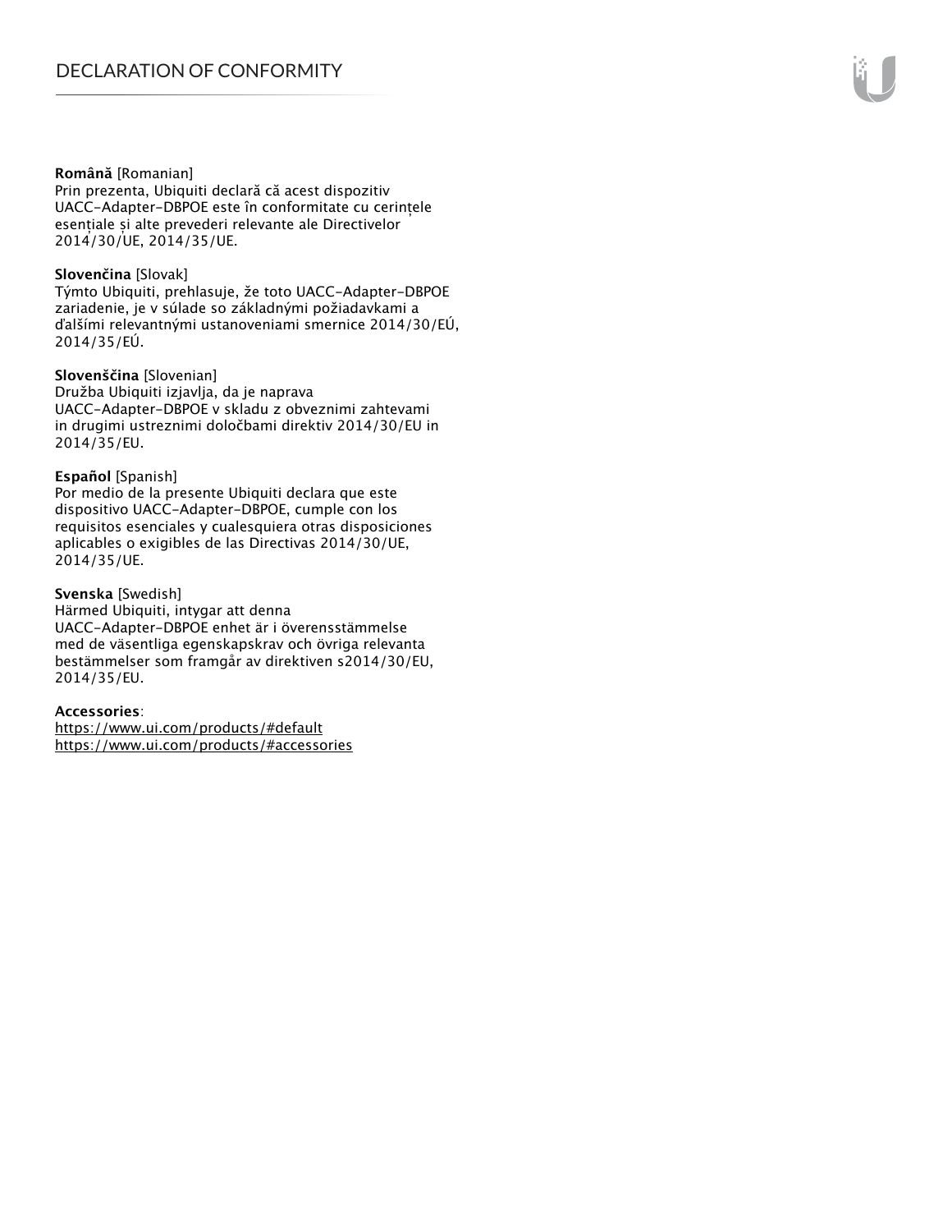**Română** [Romanian]
Prin prezenta, Ubiquiti declară că acest dispozitiv UACC-Adapter-DBPOE este în conformitate cu cerințele esențiale și alte prevederi relevante ale Directivelor 2014/30/UE, 2014/35/UE.

**Slovenčina** [Slovak]
Týmto Ubiquiti, prehlasuje, že toto UACC-Adapter-DBPOE zariadenie, je v súlade so základnými požiadavkami a ďalšími relevantnými ustanoveniami smernice 2014/30/EÚ, 2014/35/EÚ.

**Slovenščina** [Slovenian]
Družba Ubiquiti izjavlja, da je naprava UACC-Adapter-DBPOE v skladu z obveznimi zahtevami in drugimi ustreznimi določbami direktiv 2014/30/EU in 2014/35/EU.

**Español** [Spanish]
Por medio de la presente Ubiquiti declara que este dispositivo UACC-Adapter-DBPOE, cumple con los requisitos esenciales y cualesquiera otras disposiciones aplicables o exigibles de las Directivas 2014/30/UE, 2014/35/UE.

**Svenska** [Swedish]
Härmed Ubiquiti, intygar att denna UACC-Adapter-DBPOE enhet är i överensstämmelse med de väsentliga egenskapskrav och övriga relevanta bestämmelser som framgår av direktiven s2014/30/EU, 2014/35/EU.

**Accessories**:
https://www.ui.com/products/#default
https://www.ui.com/products/#accessories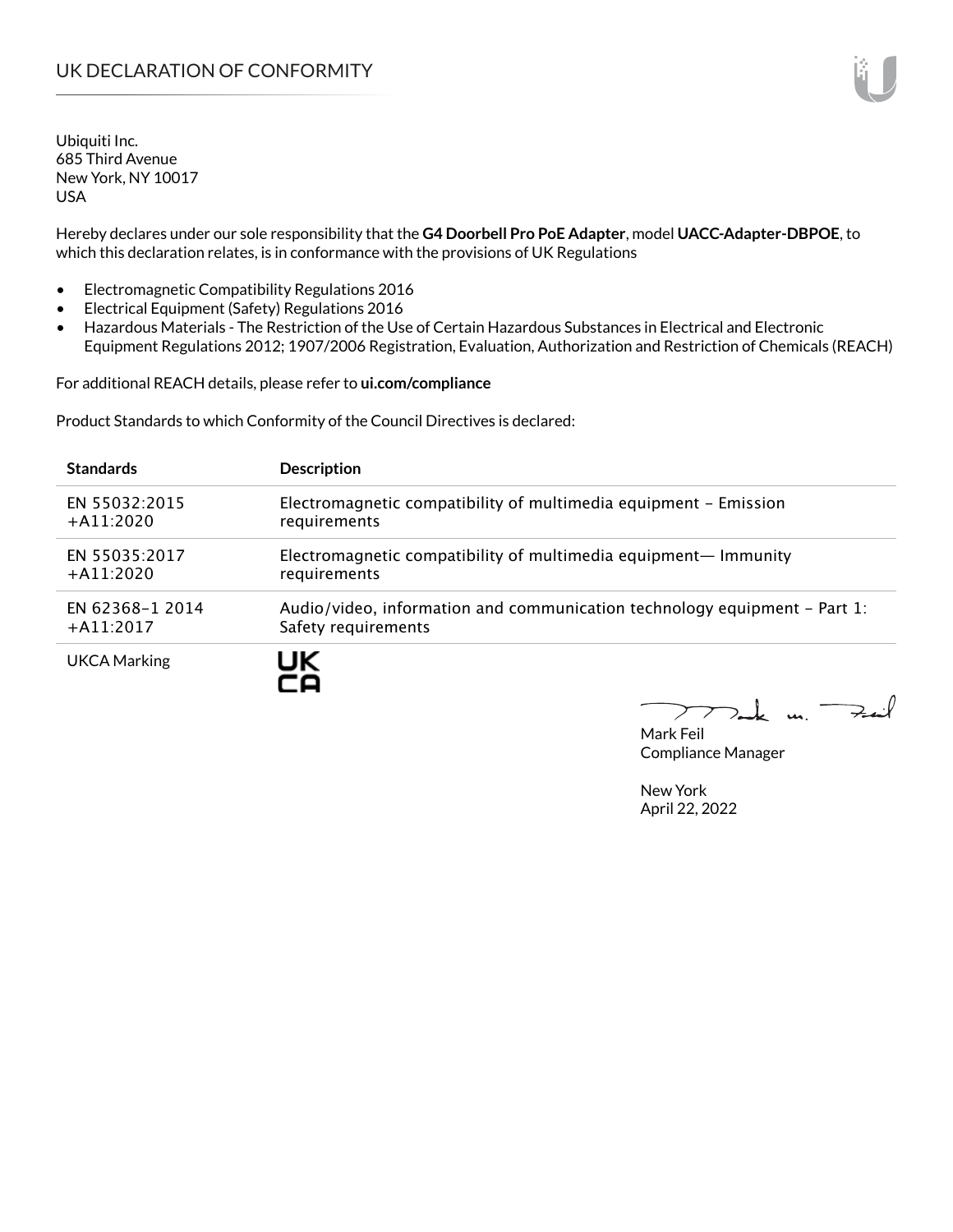# UK DECLARATION OF CONFORMITY

Ubiquiti Inc.
685 Third Avenue
New York, NY 10017
USA

Hereby declares under our sole responsibility that the **G4 Doorbell Pro PoE Adapter**, model **UACC-Adapter-DBPOE**, to which this declaration relates, is in conformance with the provisions of UK Regulations

- Electromagnetic Compatibility Regulations 2016
- Electrical Equipment (Safety) Regulations 2016
- Hazardous Materials - The Restriction of the Use of Certain Hazardous Substances in Electrical and Electronic Equipment Regulations 2012; 1907/2006 Registration, Evaluation, Authorization and Restriction of Chemicals (REACH)

For additional REACH details, please refer to **ui.com/compliance**

Product Standards to which Conformity of the Council Directives is declared:

| Standards | Description |
|---|---|
| EN 55032:2015 +A11:2020 | Electromagnetic compatibility of multimedia equipment – Emission requirements |
| EN 55035:2017 +A11:2020 | Electromagnetic compatibility of multimedia equipment— Immunity requirements |
| EN 62368-1 2014 +A11:2017 | Audio/video, information and communication technology equipment – Part 1: Safety requirements |
| UKCA Marking | UK CA |

Mark Feil
Compliance Manager

New York
April 22, 2022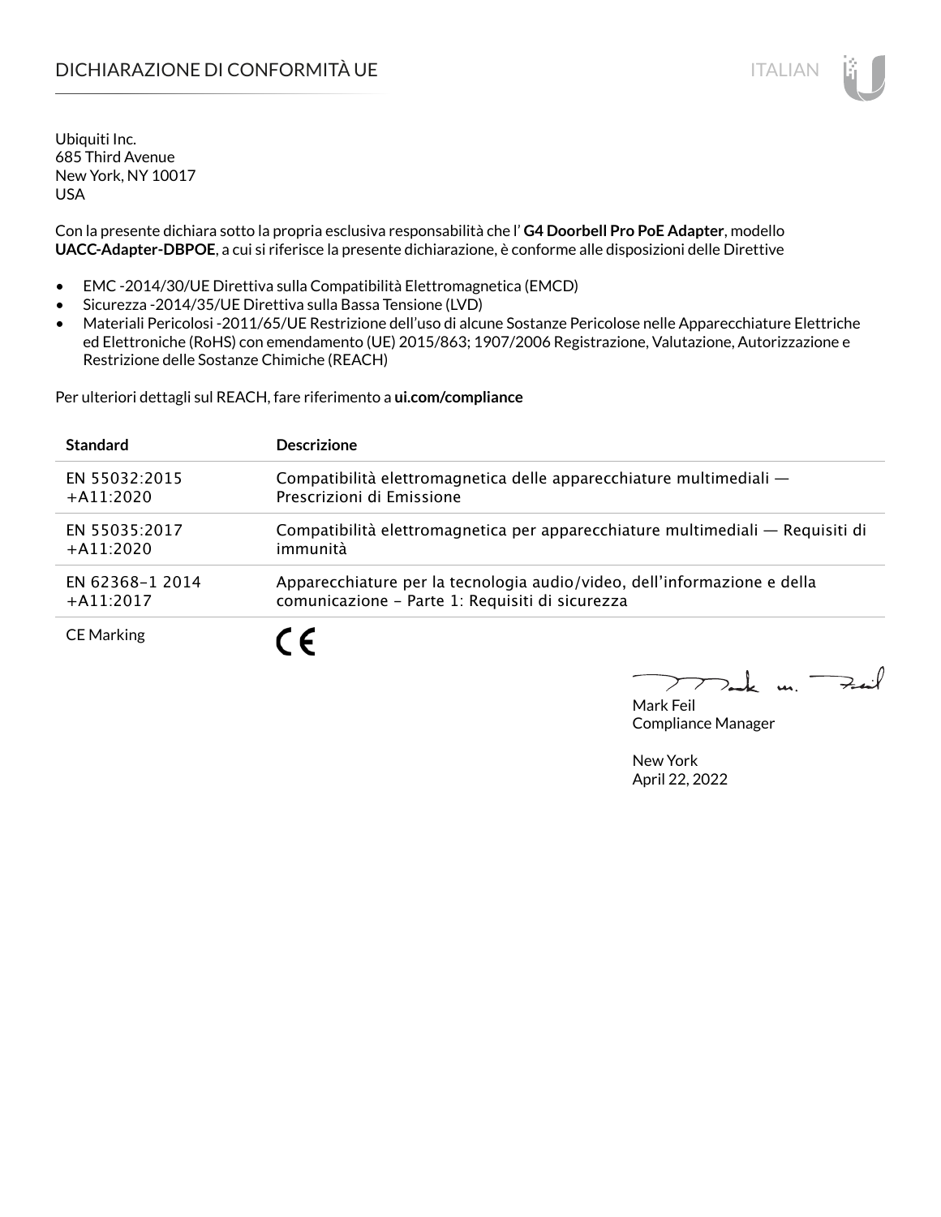# DICHIARAZIONE DI CONFORMITÀ UE

Ubiquiti Inc.
685 Third Avenue
New York, NY 10017
USA

Con la presente dichiara sotto la propria esclusiva responsabilità che l' **G4 Doorbell Pro PoE Adapter**, modello **UACC-Adapter-DBPOE**, a cui si riferisce la presente dichiarazione, è conforme alle disposizioni delle Direttive

- EMC -2014/30/UE Direttiva sulla Compatibilità Elettromagnetica (EMCD)
- Sicurezza -2014/35/UE Direttiva sulla Bassa Tensione (LVD)
- Materiali Pericolosi -2011/65/UE Restrizione dell'uso di alcune Sostanze Pericolose nelle Apparecchiature Elettriche ed Elettroniche (RoHS) con emendamento (UE) 2015/863; 1907/2006 Registrazione, Valutazione, Autorizzazione e Restrizione delle Sostanze Chimiche (REACH)

Per ulteriori dettagli sul REACH, fare riferimento a **ui.com/compliance**

| Standard | Descrizione |
|---|---|
| EN 55032:2015 +A11:2020 | Compatibilità elettromagnetica delle apparecchiature multimediali — Prescrizioni di Emissione |
| EN 55035:2017 +A11:2020 | Compatibilità elettromagnetica per apparecchiature multimediali — Requisiti di immunità |
| EN 62368-1 2014 +A11:2017 | Apparecchiature per la tecnologia audio/video, dell'informazione e della comunicazione – Parte 1: Requisiti di sicurezza |
| CE Marking | CE |

Mark Feil
Compliance Manager

New York
April 22, 2022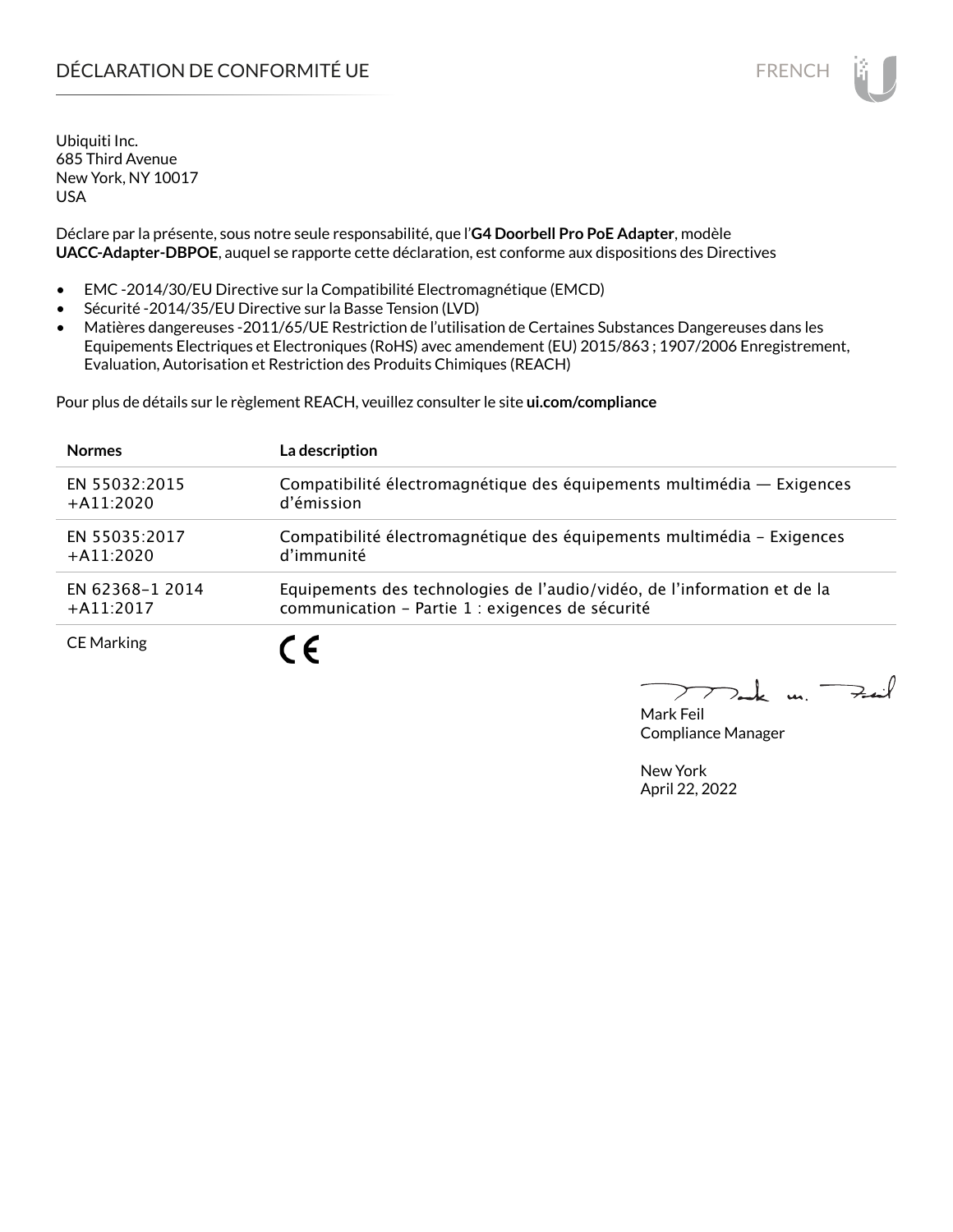# DÉCLARATION DE CONFORMITÉ UE

Ubiquiti Inc.
685 Third Avenue
New York, NY 10017
USA

Déclare par la présente, sous notre seule responsabilité, que l'**G4 Doorbell Pro PoE Adapter**, modèle **UACC-Adapter-DBPOE**, auquel se rapporte cette déclaration, est conforme aux dispositions des Directives

- EMC -2014/30/EU Directive sur la Compatibilité Electromagnétique (EMCD)
- Sécurité -2014/35/EU Directive sur la Basse Tension (LVD)
- Matières dangereuses -2011/65/UE Restriction de l'utilisation de Certaines Substances Dangereuses dans les Equipements Electriques et Electroniques (RoHS) avec amendement (EU) 2015/863 ; 1907/2006 Enregistrement, Evaluation, Autorisation et Restriction des Produits Chimiques (REACH)

Pour plus de détails sur le règlement REACH, veuillez consulter le site **ui.com/compliance**

| Normes | La description |
| --- | --- |
| EN 55032:2015 +A11:2020 | Compatibilité électromagnétique des équipements multimédia — Exigences d'émission |
| EN 55035:2017 +A11:2020 | Compatibilité électromagnétique des équipements multimédia – Exigences d'immunité |
| EN 62368-1 2014 +A11:2017 | Equipements des technologies de l'audio/vidéo, de l'information et de la communication – Partie 1 : exigences de sécurité |
| CE Marking | CE |

Mark Feil
Compliance Manager

New York
April 22, 2022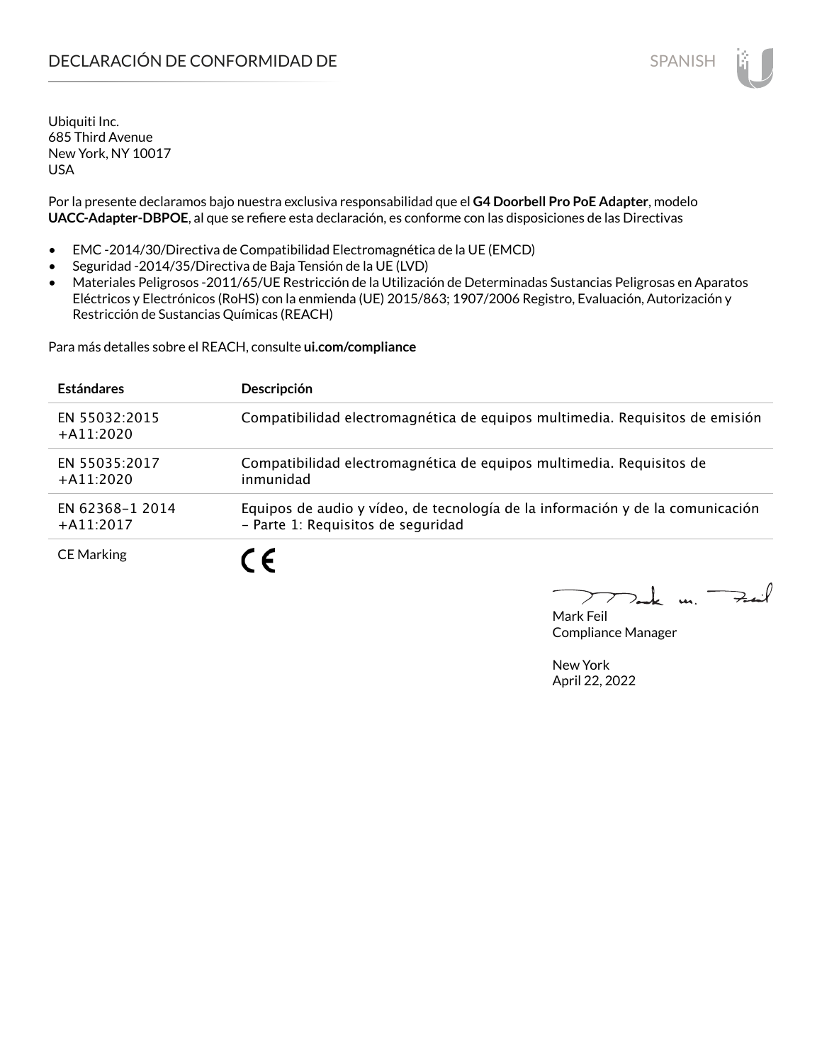# DECLARACIÓN DE CONFORMIDAD DE

SPANISH

Ubiquiti Inc.
685 Third Avenue
New York, NY 10017
USA

Por la presente declaramos bajo nuestra exclusiva responsabilidad que el **G4 Doorbell Pro PoE Adapter**, modelo **UACC-Adapter-DBPOE**, al que se refiere esta declaración, es conforme con las disposiciones de las Directivas

- EMC -2014/30/Directiva de Compatibilidad Electromagnética de la UE (EMCD)
- Seguridad -2014/35/Directiva de Baja Tensión de la UE (LVD)
- Materiales Peligrosos -2011/65/UE Restricción de la Utilización de Determinadas Sustancias Peligrosas en Aparatos Eléctricos y Electrónicos (RoHS) con la enmienda (UE) 2015/863; 1907/2006 Registro, Evaluación, Autorización y Restricción de Sustancias Químicas (REACH)

Para más detalles sobre el REACH, consulte **ui.com/compliance**

| Estándares | Descripción |
|---|---|
| EN 55032:2015 +A11:2020 | Compatibilidad electromagnética de equipos multimedia. Requisitos de emisión |
| EN 55035:2017 +A11:2020 | Compatibilidad electromagnética de equipos multimedia. Requisitos de inmunidad |
| EN 62368-1 2014 +A11:2017 | Equipos de audio y vídeo, de tecnología de la información y de la comunicación – Parte 1: Requisitos de seguridad |
| CE Marking | CE |

Mark Feil
Compliance Manager

New York
April 22, 2022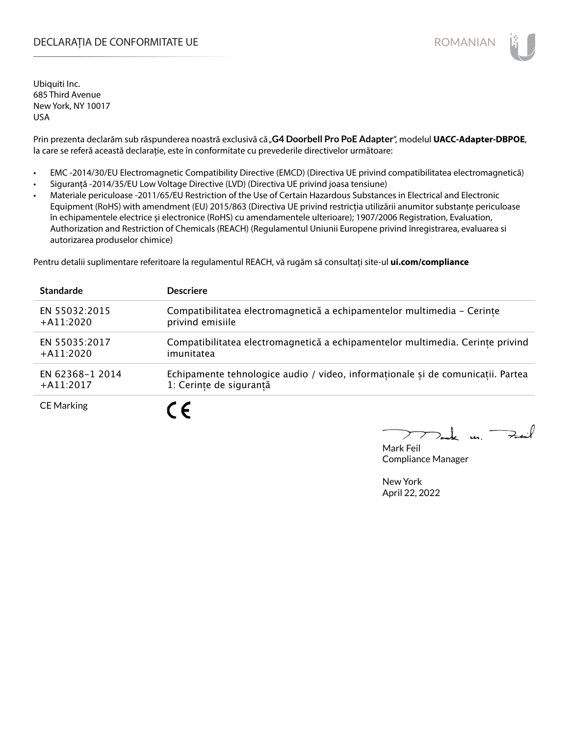# DECLARAȚIA DE CONFORMITATE UE

Ubiquiti Inc.
685 Third Avenue
New York, NY 10017
USA

Prin prezenta declarăm sub răspunderea noastră exclusivă că „**G4 Doorbell Pro PoE Adapter**", modelul **UACC-Adapter-DBPOE**, la care se referă această declarație, este în conformitate cu prevederile directivelor următoare:

- EMC -2014/30/EU Electromagnetic Compatibility Directive (EMCD) (Directiva UE privind compatibilitatea electromagnetică)
- Siguranță -2014/35/EU Low Voltage Directive (LVD) (Directiva UE privind joasa tensiune)
- Materiale periculoase -2011/65/EU Restriction of the Use of Certain Hazardous Substances in Electrical and Electronic Equipment (RoHS) with amendment (EU) 2015/863 (Directiva UE privind restricția utilizării anumitor substanțe periculoase în echipamentele electrice și electronice (RoHS) cu amendamentele ulterioare); 1907/2006 Registration, Evaluation, Authorization and Restriction of Chemicals (REACH) (Regulamentul Uniunii Europene privind înregistrarea, evaluarea si autorizarea produselor chimice)

Pentru detalii suplimentare referitoare la regulamentul REACH, vă rugăm să consultați site-ul **ui.com/compliance**

| Standarde | Descriere |
|---|---|
| EN 55032:2015 +A11:2020 | Compatibilitatea electromagnetică a echipamentelor multimedia – Cerințe privind emisiile |
| EN 55035:2017 +A11:2020 | Compatibilitatea electromagnetică a echipamentelor multimedia. Cerințe privind imunitatea |
| EN 62368-1 2014 +A11:2017 | Echipamente tehnologice audio / video, informaționale și de comunicații. Partea 1: Cerințe de siguranță |
| CE Marking | CE |

Mark Feil
Compliance Manager

New York
April 22, 2022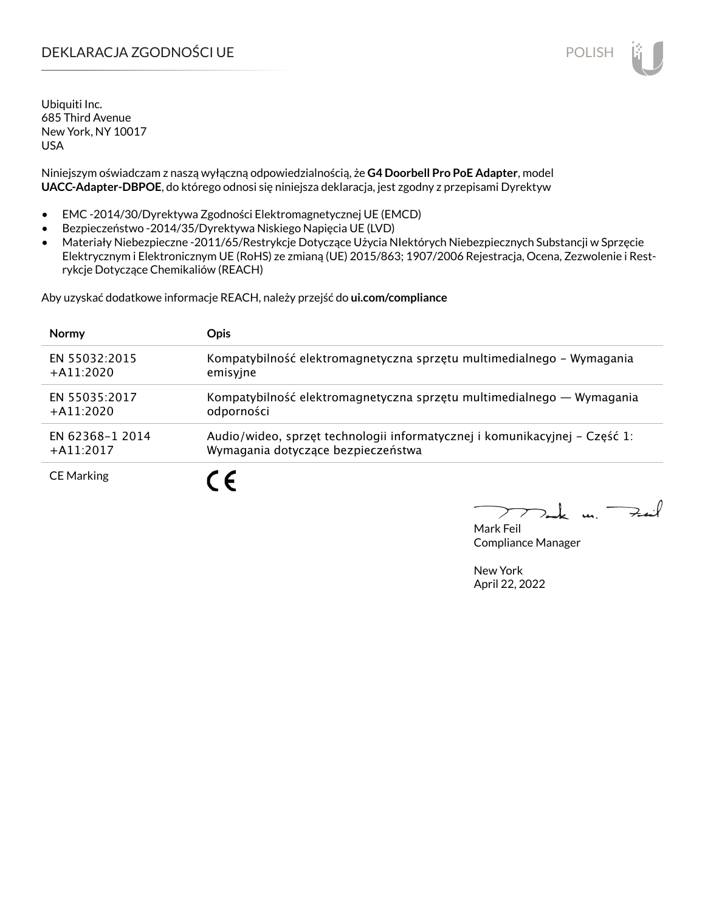# DEKLARACJA ZGODNOŚCI UE

Ubiquiti Inc.
685 Third Avenue
New York, NY 10017
USA

Niniejszym oświadczam z naszą wyłączną odpowiedzialnością, że **G4 Doorbell Pro PoE Adapter**, model **UACC-Adapter-DBPOE**, do którego odnosi się niniejsza deklaracja, jest zgodny z przepisami Dyrektyw

- EMC -2014/30/Dyrektywa Zgodności Elektromagnetycznej UE (EMCD)
- Bezpieczeństwo -2014/35/Dyrektywa Niskiego Napięcia UE (LVD)
- Materiały Niebezpieczne -2011/65/Restrykcje Dotyczące Użycia NIektórych Niebezpiecznych Substancji w Sprzęcie Elektrycznym i Elektronicznym UE (RoHS) ze zmianą (UE) 2015/863; 1907/2006 Rejestracja, Ocena, Zezwolenie i Restrykcje Dotyczące Chemikaliów (REACH)

Aby uzyskać dodatkowe informacje REACH, należy przejść do **ui.com/compliance**

| Normy | Opis |
|---|---|
| EN 55032:2015 +A11:2020 | Kompatybilność elektromagnetyczna sprzętu multimedialnego – Wymagania emisyjne |
| EN 55035:2017 +A11:2020 | Kompatybilność elektromagnetyczna sprzętu multimedialnego — Wymagania odporności |
| EN 62368–1 2014 +A11:2017 | Audio/wideo, sprzęt technologii informatycznej i komunikacyjnej – Część 1: Wymagania dotyczące bezpieczeństwa |
| CE Marking | CE |

Mark Feil
Compliance Manager

New York
April 22, 2022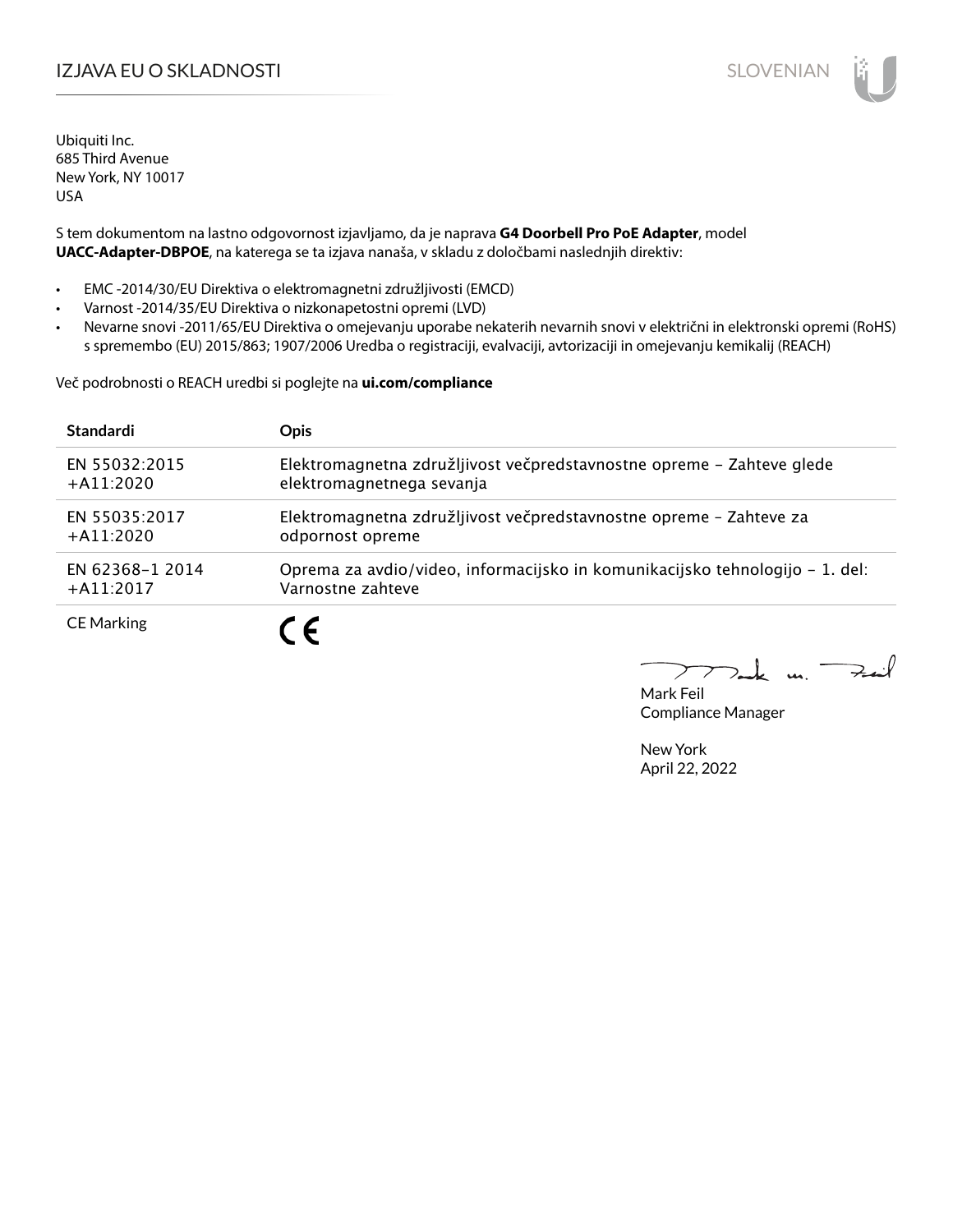# IZJAVA EU O SKLADNOSTI

Ubiquiti Inc.
685 Third Avenue
New York, NY 10017
USA

S tem dokumentom na lastno odgovornost izjavljamo, da je naprava **G4 Doorbell Pro PoE Adapter**, model **UACC-Adapter-DBPOE**, na katerega se ta izjava nanaša, v skladu z določbami naslednjih direktiv:

- EMC -2014/30/EU Direktiva o elektromagnetni združljivosti (EMCD)
- Varnost -2014/35/EU Direktiva o nizkonapetostni opremi (LVD)
- Nevarne snovi -2011/65/EU Direktiva o omejevanju uporabe nekaterih nevarnih snovi v električni in elektronski opremi (RoHS) s spremembo (EU) 2015/863; 1907/2006 Uredba o registraciji, evalvaciji, avtorizaciji in omejevanju kemikalij (REACH)

Več podrobnosti o REACH uredbi si poglejte na **ui.com/compliance**

| Standardi | Opis |
|---|---|
| EN 55032:2015 +A11:2020 | Elektromagnetna združljivost večpredstavnostne opreme – Zahteve glede elektromagnetnega sevanja |
| EN 55035:2017 +A11:2020 | Elektromagnetna združljivost večpredstavnostne opreme – Zahteve za odpornost opreme |
| EN 62368–1 2014 +A11:2017 | Oprema za avdio/video, informacijsko in komunikacijsko tehnologijo – 1. del: Varnostne zahteve |
| CE Marking | CE |

Mark Feil
Compliance Manager

New York
April 22, 2022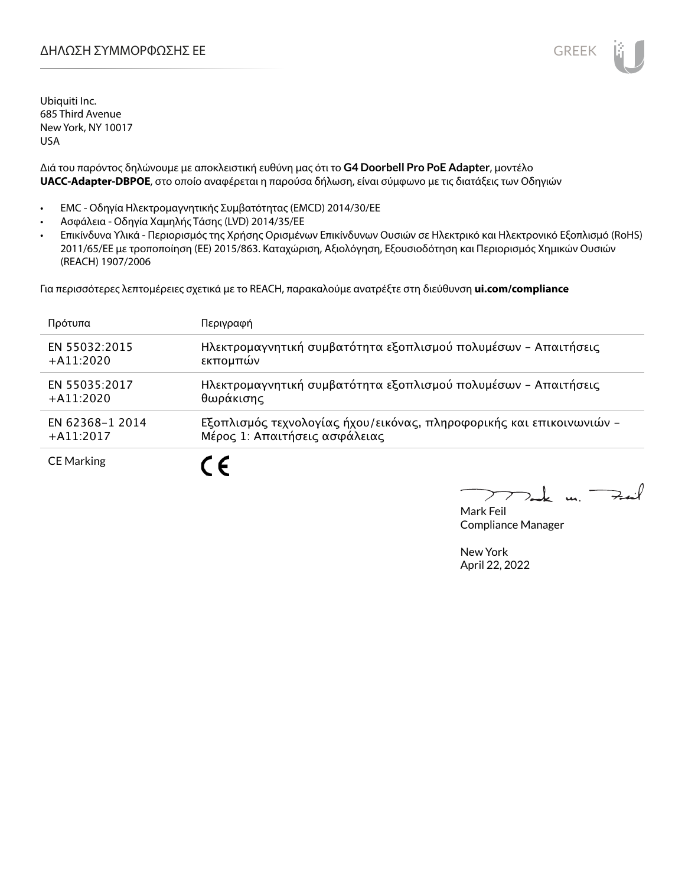# ΔΗΛΩΣΗ ΣΥΜΜΟΡΦΩΣΗΣ ΕΕ

Ubiquiti Inc.
685 Third Avenue
New York, NY 10017
USA

Διά του παρόντος δηλώνουμε με αποκλειστική ευθύνη μας ότι το **G4 Doorbell Pro PoE Adapter**, μοντέλο **UACC-Adapter-DBPOE**, στο οποίο αναφέρεται η παρούσα δήλωση, είναι σύμφωνο με τις διατάξεις των Οδηγιών

- EMC - Οδηγία Ηλεκτρομαγνητικής Συμβατότητας (EMCD) 2014/30/ΕΕ
- Ασφάλεια - Οδηγία Χαμηλής Τάσης (LVD) 2014/35/ΕΕ
- Επικίνδυνα Υλικά - Περιορισμός της Χρήσης Ορισμένων Επικίνδυνων Ουσιών σε Ηλεκτρικό και Ηλεκτρονικό Εξοπλισμό (RoHS) 2011/65/ΕΕ με τροποποίηση (ΕΕ) 2015/863. Καταχώριση, Αξιολόγηση, Εξουσιοδότηση και Περιορισμός Χημικών Ουσιών (REACH) 1907/2006

Για περισσότερες λεπτομέρειες σχετικά με το REACH, παρακαλούμε ανατρέξτε στη διεύθυνση **ui.com/compliance**

| Πρότυπα | Περιγραφή |
|---|---|
| EN 55032:2015 +A11:2020 | Ηλεκτρομαγνητική συμβατότητα εξοπλισμού πολυμέσων – Απαιτήσεις εκπομπών |
| EN 55035:2017 +A11:2020 | Ηλεκτρομαγνητική συμβατότητα εξοπλισμού πολυμέσων – Απαιτήσεις θωράκισης |
| EN 62368-1 2014 +A11:2017 | Εξοπλισμός τεχνολογίας ήχου/εικόνας, πληροφορικής και επικοινωνιών – Μέρος 1: Απαιτήσεις ασφάλειας |
| CE Marking | CE |

Mark Feil
Compliance Manager

New York
April 22, 2022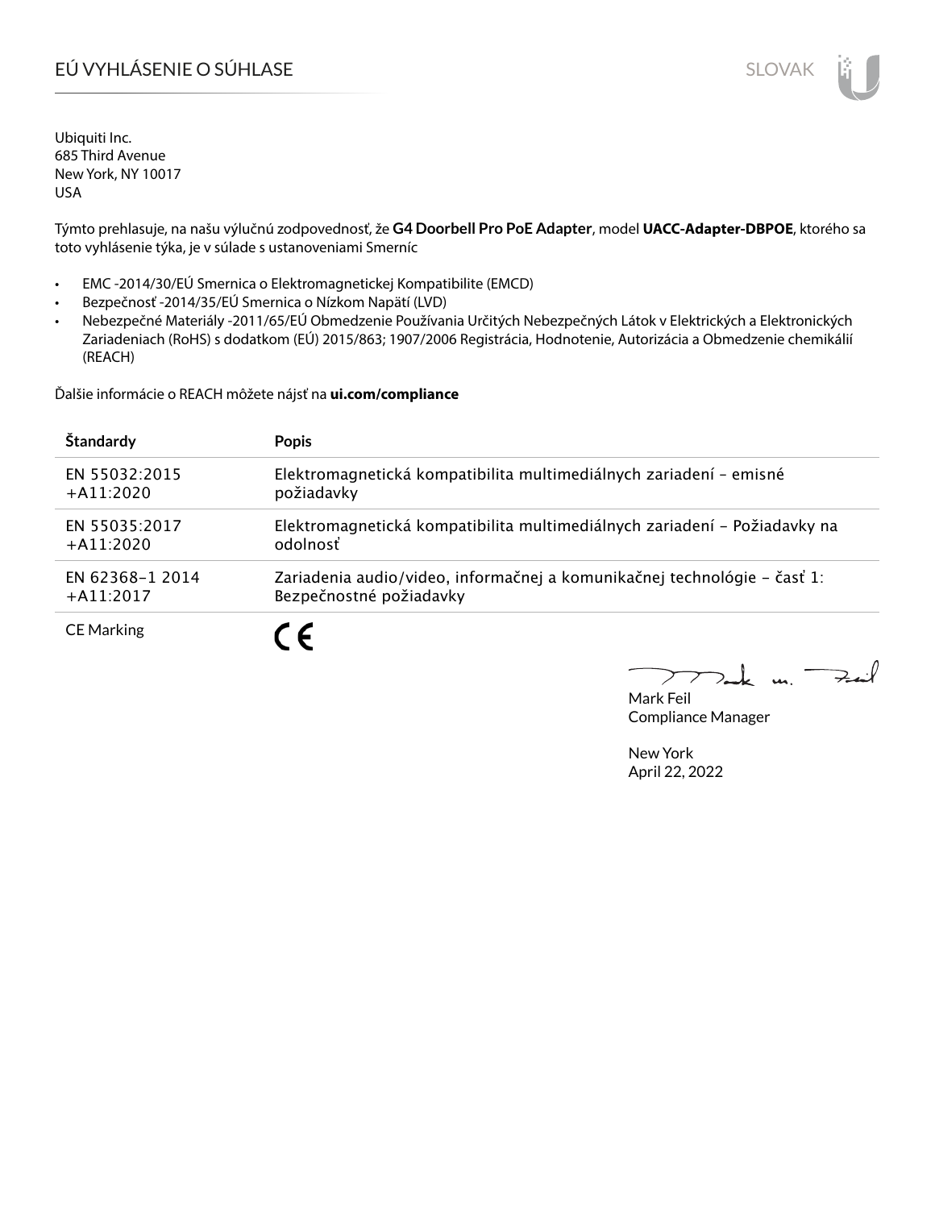# EÚ VYHLÁSENIE O SÚHLASE

Ubiquiti Inc.
685 Third Avenue
New York, NY 10017
USA

Týmto prehlasuje, na našu výlučnú zodpovednosť, že **G4 Doorbell Pro PoE Adapter**, model **UACC-Adapter-DBPOE**, ktorého sa toto vyhlásenie týka, je v súlade s ustanoveniami Smerníc

- EMC -2014/30/EÚ Smernica o Elektromagnetickej Kompatibilite (EMCD)
- Bezpečnosť -2014/35/EÚ Smernica o Nízkom Napätí (LVD)
- Nebezpečné Materiály -2011/65/EÚ Obmedzenie Používania Určitých Nebezpečných Látok v Elektrických a Elektronických Zariadeniach (RoHS) s dodatkom (EÚ) 2015/863; 1907/2006 Registrácia, Hodnotenie, Autorizácia a Obmedzenie chemikálií (REACH)

Ďalšie informácie o REACH môžete nájsť na **ui.com/compliance**

| Štandardy | Popis |
|---|---|
| EN 55032:2015 +A11:2020 | Elektromagnetická kompatibilita multimediálnych zariadení – emisné požiadavky |
| EN 55035:2017 +A11:2020 | Elektromagnetická kompatibilita multimediálnych zariadení – Požiadavky na odolnosť |
| EN 62368-1 2014 +A11:2017 | Zariadenia audio/video, informačnej a komunikačnej technológie – časť 1: Bezpečnostné požiadavky |
| CE Marking | CE |

Mark Feil
Compliance Manager

New York
April 22, 2022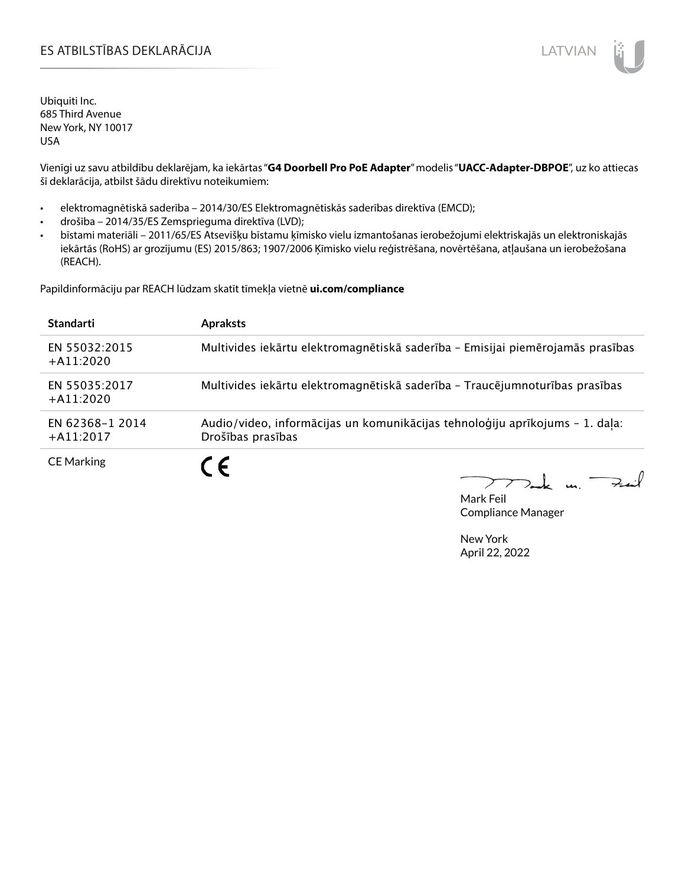# ES ATBILSTĪBAS DEKLARĀCIJA

Ubiquiti Inc.
685 Third Avenue
New York, NY 10017
USA

Vienīgi uz savu atbildību deklarējam, ka iekārtas "**G4 Doorbell Pro PoE Adapter**" modelis "**UACC-Adapter-DBPOE**", uz ko attiecas šī deklarācija, atbilst šādu direktīvu noteikumiem:

- elektromagnētiskā saderība – 2014/30/ES Elektromagnētiskās saderības direktīva (EMCD);
- drošība – 2014/35/ES Zemsprieguma direktīva (LVD);
- bīstami materiāli – 2011/65/ES Atsevišķu bīstamu ķīmisko vielu izmantošanas ierobežojumi elektriskajās un elektroniskajās iekārtās (RoHS) ar grozījumu (ES) 2015/863; 1907/2006 Ķīmisko vielu reģistrēšana, novērtēšana, atļaušana un ierobežošana (REACH).

Papildinformāciju par REACH lūdzam skatīt tīmekļa vietnē **ui.com/compliance**

| Standarti | Apraksts |
|---|---|
| EN 55032:2015 +A11:2020 | Multivides iekārtu elektromagnētiskā saderība – Emisijai piemērojamās prasības |
| EN 55035:2017 +A11:2020 | Multivides iekārtu elektromagnētiskā saderība – Traucējumnoturības prasības |
| EN 62368-1 2014 +A11:2017 | Audio/video, informācijas un komunikācijas tehnoloģiju aprīkojums – 1. daļa: Drošības prasības |
| CE Marking | CE |

Mark Feil
Compliance Manager

New York
April 22, 2022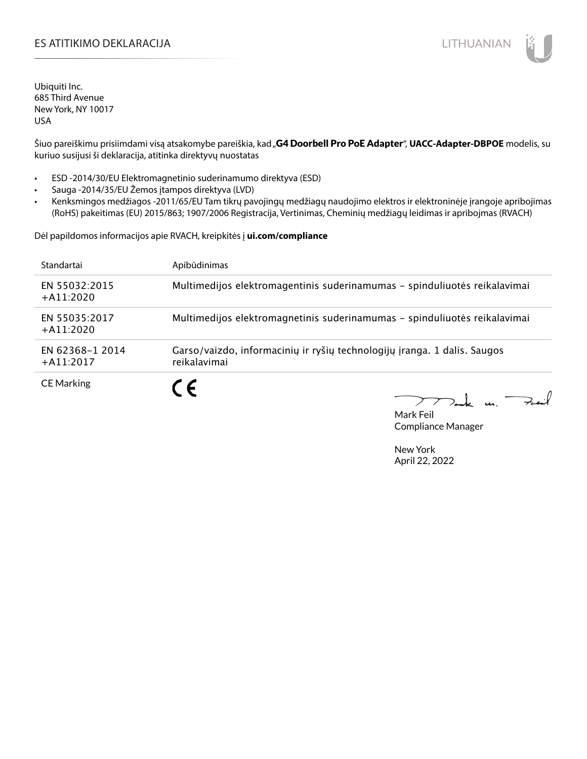# ES ATITIKIMO DEKLARACIJA

Ubiquiti Inc.
685 Third Avenue
New York, NY 10017
USA

Šiuo pareiškimu prisiimdami visą atsakomybe pareiškia, kad „**G4 Doorbell Pro PoE Adapter**", **UACC-Adapter-DBPOE** modelis, su kuriuo susijusi ši deklaracija, atitinka direktyvų nuostatas

- ESD -2014/30/EU Elektromagnetinio suderinamumo direktyva (ESD)
- Sauga -2014/35/EU Žemos įtampos direktyva (LVD)
- Kenksmingos medžiagos -2011/65/EU Tam tikrų pavojingų medžiagų naudojimo elektros ir elektroninėje įrangoje apribojimas (RoHS) pakeitimas (EU) 2015/863; 1907/2006 Registracija, Vertinimas, Cheminių medžiagų leidimas ir apribojmas (RVACH)

Dėl papildomos informacijos apie RVACH, kreipkitės į **ui.com/compliance**

| Standartai | Apibūdinimas |
| --- | --- |
| EN 55032:2015 +A11:2020 | Multimedijos elektromagentinis suderinamumas – spinduliuotės reikalavimai |
| EN 55035:2017 +A11:2020 | Multimedijos elektromagnetinis suderinamumas – spinduliuotės reikalavimai |
| EN 62368-1 2014 +A11:2017 | Garso/vaizdo, informacinių ir ryšių technologijų įranga. 1 dalis. Saugos reikalavimai |
| CE Marking | CE |

Mark Feil
Compliance Manager

New York
April 22, 2022